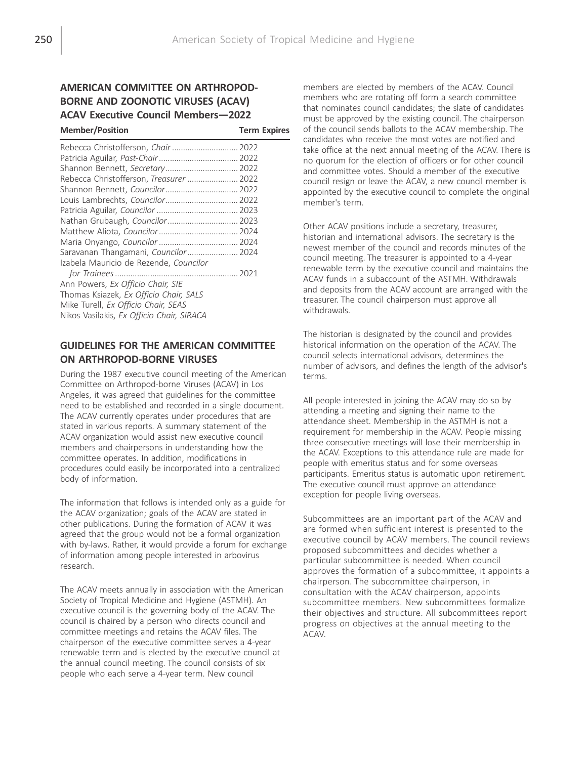## AMERICAN COMMITTEE ON ARTHROPOD-BORNE AND ZOONOTIC VIRUSES (ACAV)

### ACAV Executive Council Members—2022

| Member/Position | Term Expires |
|---|---|
| Rebecca Christofferson, *Chair* | 2022 |
| Patricia Aguilar, *Past-Chair* | 2022 |
| Shannon Bennett, *Secretary* | 2022 |
| Rebecca Christofferson, *Treasurer* | 2022 |
| Shannon Bennett, *Councilor* | 2022 |
| Louis Lambrechts, *Councilor* | 2022 |
| Patricia Aguilar, *Councilor* | 2023 |
| Nathan Grubaugh, *Councilor* | 2023 |
| Matthew Aliota, *Councilor* | 2024 |
| Maria Onyango, *Councilor* | 2024 |
| Saravanan Thangamani, *Councilor* | 2024 |
| Izabela Mauricio de Rezende, *Councilor for Trainees* | 2021 |
| Ann Powers, *Ex Officio Chair, SIE* | |
| Thomas Ksiazek, *Ex Officio Chair, SALS* | |
| Mike Turell, *Ex Officio Chair, SEAS* | |
| Nikos Vasilakis, *Ex Officio Chair, SIRACA* | |

## GUIDELINES FOR THE AMERICAN COMMITTEE ON ARTHROPOD-BORNE VIRUSES

During the 1987 executive council meeting of the American Committee on Arthropod-borne Viruses (ACAV) in Los Angeles, it was agreed that guidelines for the committee need to be established and recorded in a single document. The ACAV currently operates under procedures that are stated in various reports. A summary statement of the ACAV organization would assist new executive council members and chairpersons in understanding how the committee operates. In addition, modifications in procedures could easily be incorporated into a centralized body of information.

The information that follows is intended only as a guide for the ACAV organization; goals of the ACAV are stated in other publications. During the formation of ACAV it was agreed that the group would not be a formal organization with by-laws. Rather, it would provide a forum for exchange of information among people interested in arbovirus research.

The ACAV meets annually in association with the American Society of Tropical Medicine and Hygiene (ASTMH). An executive council is the governing body of the ACAV. The council is chaired by a person who directs council and committee meetings and retains the ACAV files. The chairperson of the executive committee serves a 4-year renewable term and is elected by the executive council at the annual council meeting. The council consists of six people who each serve a 4-year term. New council members are elected by members of the ACAV. Council members who are rotating off form a search committee that nominates council candidates; the slate of candidates must be approved by the existing council. The chairperson of the council sends ballots to the ACAV membership. The candidates who receive the most votes are notified and take office at the next annual meeting of the ACAV. There is no quorum for the election of officers or for other council and committee votes. Should a member of the executive council resign or leave the ACAV, a new council member is appointed by the executive council to complete the original member's term.

Other ACAV positions include a secretary, treasurer, historian and international advisors. The secretary is the newest member of the council and records minutes of the council meeting. The treasurer is appointed to a 4-year renewable term by the executive council and maintains the ACAV funds in a subaccount of the ASTMH. Withdrawals and deposits from the ACAV account are arranged with the treasurer. The council chairperson must approve all withdrawals.

The historian is designated by the council and provides historical information on the operation of the ACAV. The council selects international advisors, determines the number of advisors, and defines the length of the advisor's terms.

All people interested in joining the ACAV may do so by attending a meeting and signing their name to the attendance sheet. Membership in the ASTMH is not a requirement for membership in the ACAV. People missing three consecutive meetings will lose their membership in the ACAV. Exceptions to this attendance rule are made for people with emeritus status and for some overseas participants. Emeritus status is automatic upon retirement. The executive council must approve an attendance exception for people living overseas.

Subcommittees are an important part of the ACAV and are formed when sufficient interest is presented to the executive council by ACAV members. The council reviews proposed subcommittees and decides whether a particular subcommittee is needed. When council approves the formation of a subcommittee, it appoints a chairperson. The subcommittee chairperson, in consultation with the ACAV chairperson, appoints subcommittee members. New subcommittees formalize their objectives and structure. All subcommittees report progress on objectives at the annual meeting to the ACAV.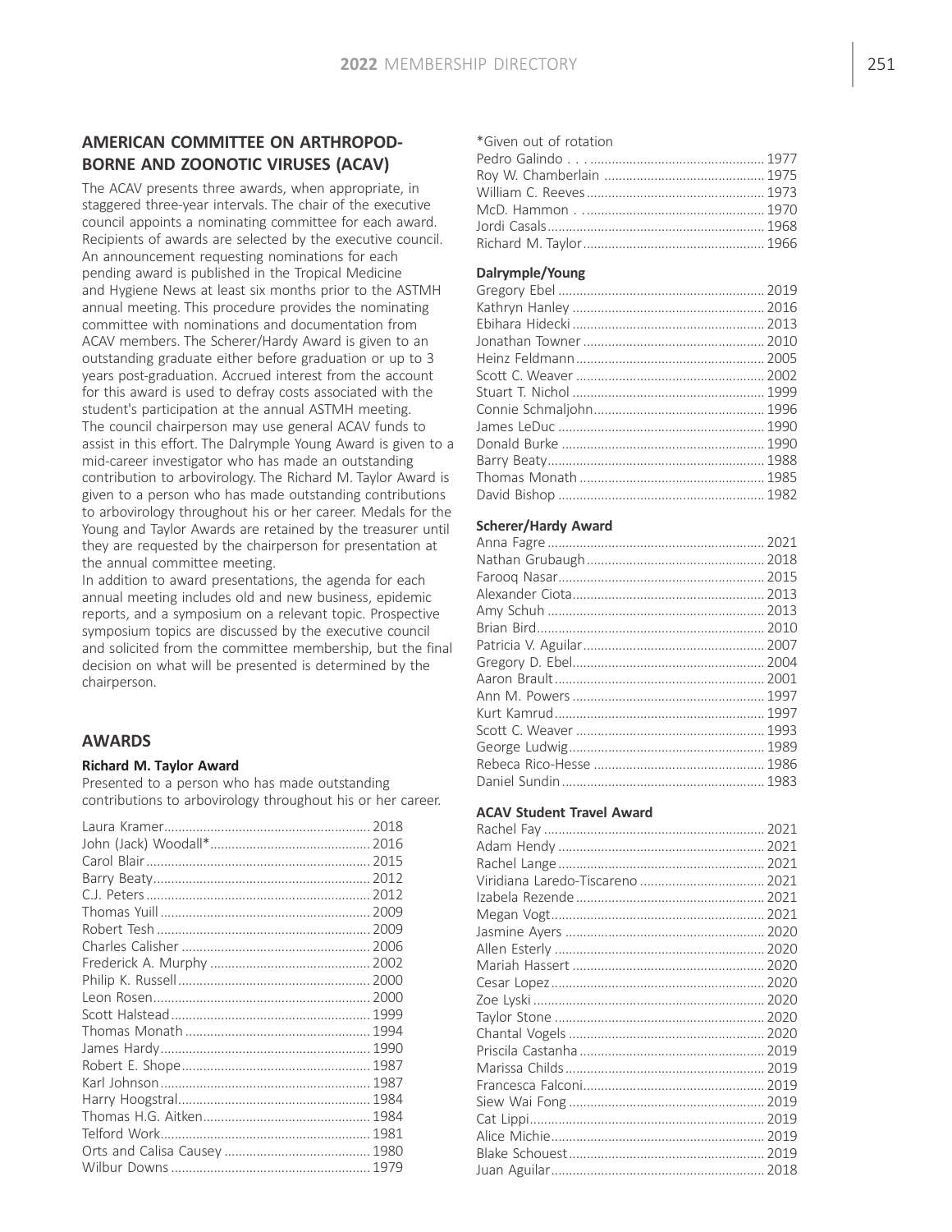## AMERICAN COMMITTEE ON ARTHROPOD-BORNE AND ZOONOTIC VIRUSES (ACAV)

The ACAV presents three awards, when appropriate, in staggered three-year intervals. The chair of the executive council appoints a nominating committee for each award. Recipients of awards are selected by the executive council. An announcement requesting nominations for each pending award is published in the Tropical Medicine and Hygiene News at least six months prior to the ASTMH annual meeting. This procedure provides the nominating committee with nominations and documentation from ACAV members. The Scherer/Hardy Award is given to an outstanding graduate either before graduation or up to 3 years post-graduation. Accrued interest from the account for this award is used to defray costs associated with the student's participation at the annual ASTMH meeting. The council chairperson may use general ACAV funds to assist in this effort. The Dalrymple Young Award is given to a mid-career investigator who has made an outstanding contribution to arbovirology. The Richard M. Taylor Award is given to a person who has made outstanding contributions to arbovirology throughout his or her career. Medals for the Young and Taylor Awards are retained by the treasurer until they are requested by the chairperson for presentation at the annual committee meeting.

In addition to award presentations, the agenda for each annual meeting includes old and new business, epidemic reports, and a symposium on a relevant topic. Prospective symposium topics are discussed by the executive council and solicited from the committee membership, but the final decision on what will be presented is determined by the chairperson.

## AWARDS

### Richard M. Taylor Award

Presented to a person who has made outstanding contributions to arbovirology throughout his or her career.

Laura Kramer ........ 2018
John (Jack) Woodall* ........ 2016
Carol Blair ........ 2015
Barry Beaty ........ 2012
C.J. Peters ........ 2012
Thomas Yuill ........ 2009
Robert Tesh ........ 2009
Charles Calisher ........ 2006
Frederick A. Murphy ........ 2002
Philip K. Russell ........ 2000
Leon Rosen ........ 2000
Scott Halstead ........ 1999
Thomas Monath ........ 1994
James Hardy ........ 1990
Robert E. Shope ........ 1987
Karl Johnson ........ 1987
Harry Hoogstral ........ 1984
Thomas H.G. Aitken ........ 1984
Telford Work ........ 1981
Orts and Calisa Causey ........ 1980
Wilbur Downs ........ 1979

*Given out of rotation

Pedro Galindo . . . ........ 1977
Roy W. Chamberlain ........ 1975
William C. Reeves ........ 1973
McD. Hammon . ........ 1970
Jordi Casals ........ 1968
Richard M. Taylor ........ 1966

### Dalrymple/Young

Gregory Ebel ........ 2019
Kathryn Hanley ........ 2016
Ebihara Hidecki ........ 2013
Jonathan Towner ........ 2010
Heinz Feldmann ........ 2005
Scott C. Weaver ........ 2002
Stuart T. Nichol ........ 1999
Connie Schmaljohn ........ 1996
James LeDuc ........ 1990
Donald Burke ........ 1990
Barry Beaty ........ 1988
Thomas Monath ........ 1985
David Bishop ........ 1982

### Scherer/Hardy Award

Anna Fagre ........ 2021
Nathan Grubaugh ........ 2018
Farooq Nasar ........ 2015
Alexander Ciota ........ 2013
Amy Schuh ........ 2013
Brian Bird ........ 2010
Patricia V. Aguilar ........ 2007
Gregory D. Ebel ........ 2004
Aaron Brault ........ 2001
Ann M. Powers ........ 1997
Kurt Kamrud ........ 1997
Scott C. Weaver ........ 1993
George Ludwig ........ 1989
Rebeca Rico-Hesse ........ 1986
Daniel Sundin ........ 1983

### ACAV Student Travel Award

Rachel Fay ........ 2021
Adam Hendy ........ 2021
Rachel Lange ........ 2021
Viridiana Laredo-Tiscareno ........ 2021
Izabela Rezende ........ 2021
Megan Vogt ........ 2021
Jasmine Ayers ........ 2020
Allen Esterly ........ 2020
Mariah Hassert ........ 2020
Cesar Lopez ........ 2020
Zoe Lyski ........ 2020
Taylor Stone ........ 2020
Chantal Vogels ........ 2020
Priscila Castanha ........ 2019
Marissa Childs ........ 2019
Francesca Falconi ........ 2019
Siew Wai Fong ........ 2019
Cat Lippi ........ 2019
Alice Michie ........ 2019
Blake Schouest ........ 2019
Juan Aguilar ........ 2018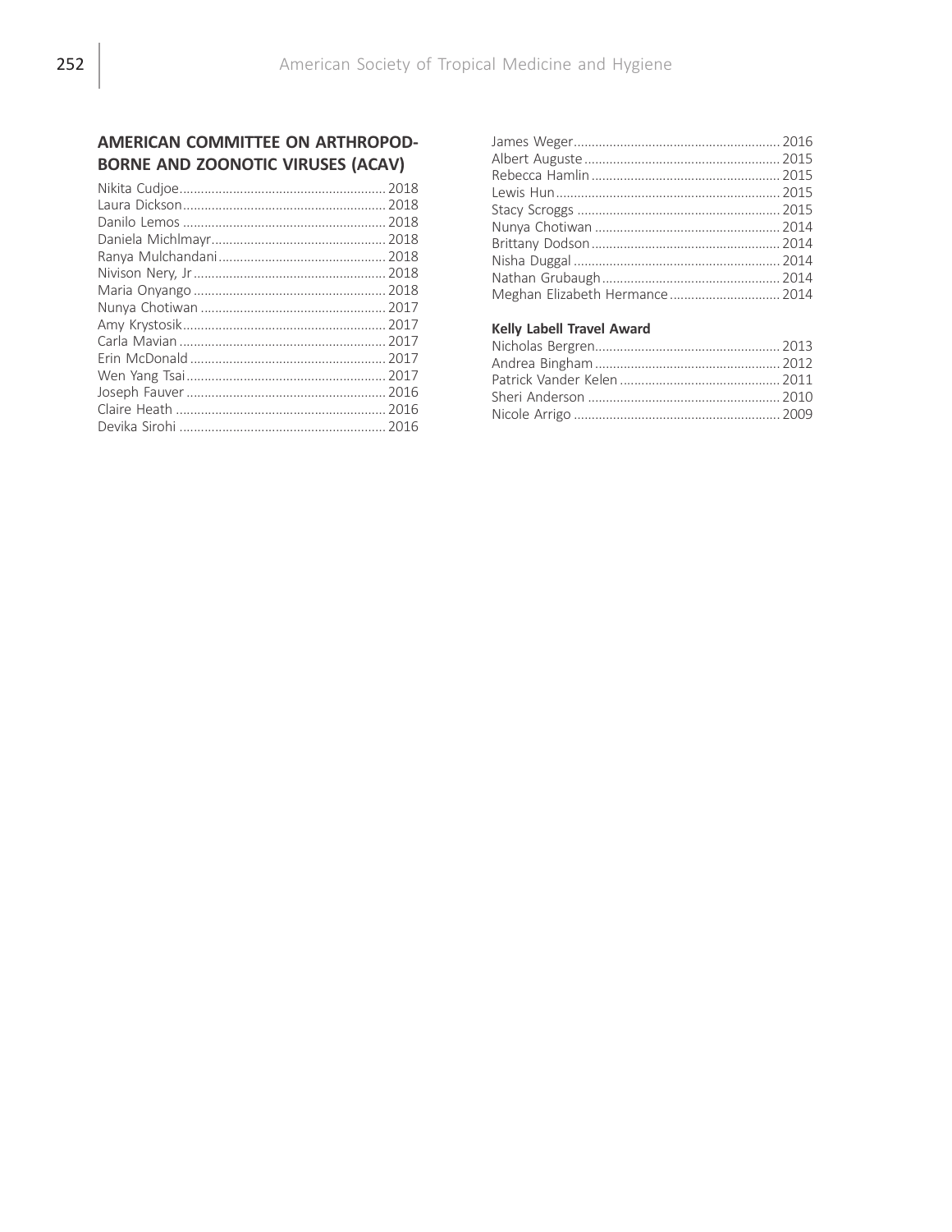## AMERICAN COMMITTEE ON ARTHROPOD-BORNE AND ZOONOTIC VIRUSES (ACAV)

Nikita Cudjoe........................................................... 2018
Laura Dickson........................................................... 2018
Danilo Lemos ........................................................... 2018
Daniela Michlmayr................................................... 2018
Ranya Mulchandani................................................. 2018
Nivison Nery, Jr........................................................ 2018
Maria Onyango ........................................................ 2018
Nunya Chotiwan ...................................................... 2017
Amy Krystosik........................................................... 2017
Carla Mavian ............................................................ 2017
Erin McDonald......................................................... 2017
Wen Yang Tsai.......................................................... 2017
Joseph Fauver .......................................................... 2016
Claire Heath ............................................................. 2016
Devika Sirohi ............................................................ 2016
James Weger............................................................ 2016
Albert Auguste......................................................... 2015
Rebecca Hamlin ....................................................... 2015
Lewis Hun................................................................. 2015
Stacy Scroggs ........................................................... 2015
Nunya Chotiwan ...................................................... 2014
Brittany Dodson....................................................... 2014
Nisha Duggal ............................................................ 2014
Nathan Grubaugh.................................................... 2014
Meghan Elizabeth Hermance................................ 2014

### Kelly Labell Travel Award

Nicholas Bergren..................................................... 2013
Andrea Bingham...................................................... 2012
Patrick Vander Kelen .............................................. 2011
Sheri Anderson ........................................................ 2010
Nicole Arrigo ............................................................ 2009